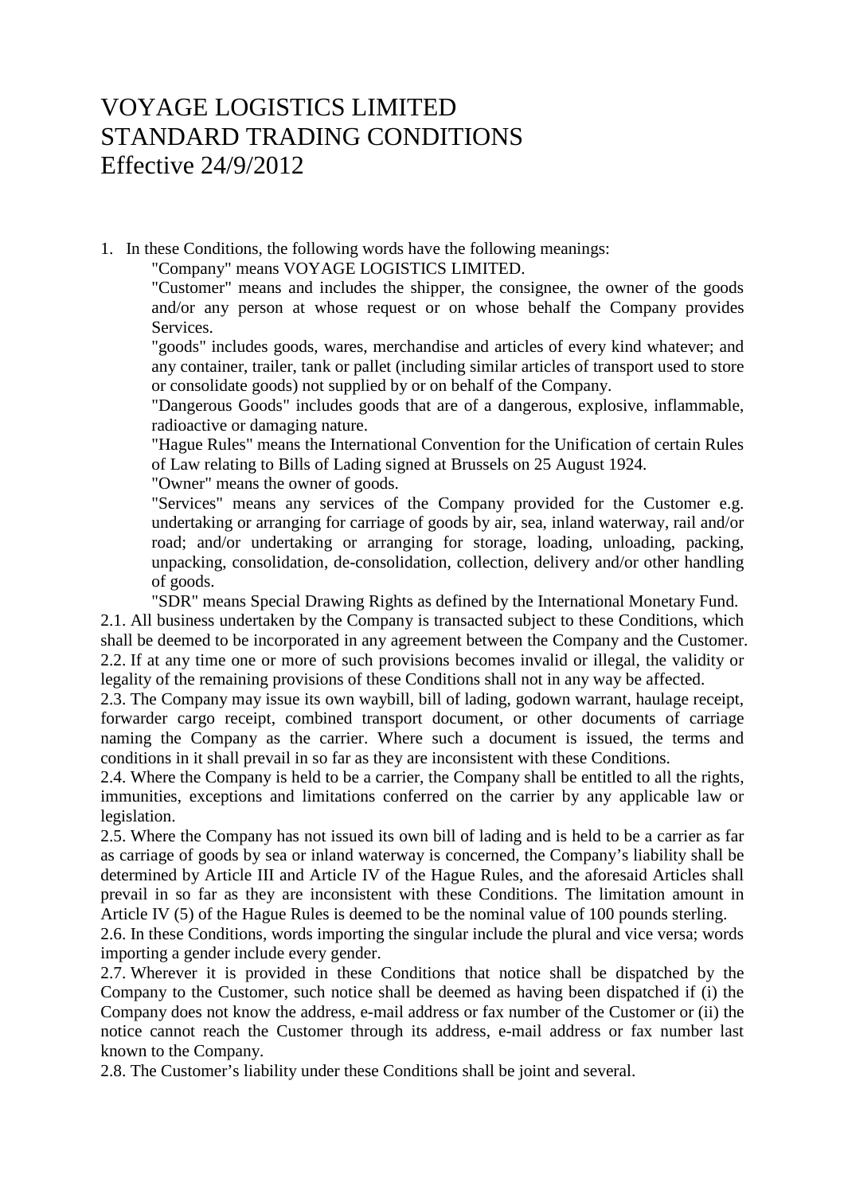# VOYAGE LOGISTICS LIMITED STANDARD TRADING CONDITIONS Effective 24/9/2012

1. In these Conditions, the following words have the following meanings:

   "Company" means VOYAGE LOGISTICS LIMITED.

   "Customer" means and includes the shipper, the consignee, the owner of the goods and/or any person at whose request or on whose behalf the Company provides Services.

   "goods" includes goods, wares, merchandise and articles of every kind whatever; and any container, trailer, tank or pallet (including similar articles of transport used to store or consolidate goods) not supplied by or on behalf of the Company.

   "Dangerous Goods" includes goods that are of a dangerous, explosive, inflammable, radioactive or damaging nature.

   "Hague Rules" means the International Convention for the Unification of certain Rules of Law relating to Bills of Lading signed at Brussels on 25 August 1924.

   "Owner" means the owner of goods.

   "Services" means any services of the Company provided for the Customer e.g. undertaking or arranging for carriage of goods by air, sea, inland waterway, rail and/or road; and/or undertaking or arranging for storage, loading, unloading, packing, unpacking, consolidation, de-consolidation, collection, delivery and/or other handling of goods.

   "SDR" means Special Drawing Rights as defined by the International Monetary Fund.

2.1. All business undertaken by the Company is transacted subject to these Conditions, which shall be deemed to be incorporated in any agreement between the Company and the Customer.

2.2. If at any time one or more of such provisions becomes invalid or illegal, the validity or legality of the remaining provisions of these Conditions shall not in any way be affected.

2.3. The Company may issue its own waybill, bill of lading, godown warrant, haulage receipt, forwarder cargo receipt, combined transport document, or other documents of carriage naming the Company as the carrier. Where such a document is issued, the terms and conditions in it shall prevail in so far as they are inconsistent with these Conditions.

2.4. Where the Company is held to be a carrier, the Company shall be entitled to all the rights, immunities, exceptions and limitations conferred on the carrier by any applicable law or legislation.

2.5. Where the Company has not issued its own bill of lading and is held to be a carrier as far as carriage of goods by sea or inland waterway is concerned, the Company's liability shall be determined by Article III and Article IV of the Hague Rules, and the aforesaid Articles shall prevail in so far as they are inconsistent with these Conditions. The limitation amount in Article IV (5) of the Hague Rules is deemed to be the nominal value of 100 pounds sterling.

2.6. In these Conditions, words importing the singular include the plural and vice versa; words importing a gender include every gender.

2.7. Wherever it is provided in these Conditions that notice shall be dispatched by the Company to the Customer, such notice shall be deemed as having been dispatched if (i) the Company does not know the address, e-mail address or fax number of the Customer or (ii) the notice cannot reach the Customer through its address, e-mail address or fax number last known to the Company.

2.8. The Customer's liability under these Conditions shall be joint and several.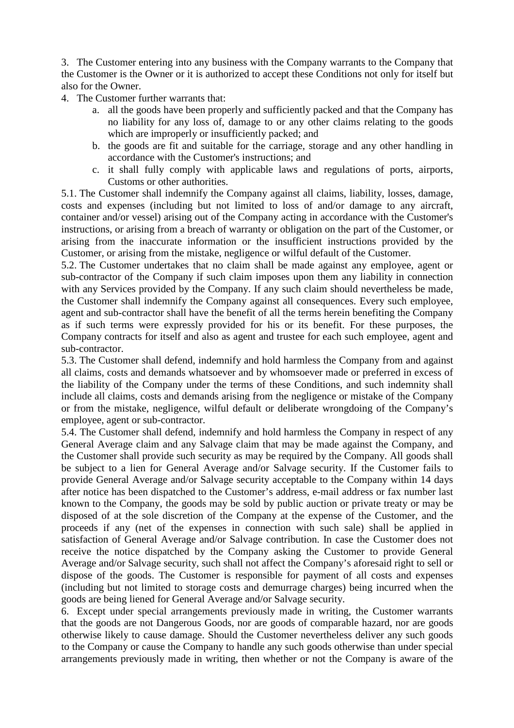3. The Customer entering into any business with the Company warrants to the Company that the Customer is the Owner or it is authorized to accept these Conditions not only for itself but also for the Owner.

4. The Customer further warrants that:
   a. all the goods have been properly and sufficiently packed and that the Company has no liability for any loss of, damage to or any other claims relating to the goods which are improperly or insufficiently packed; and
   b. the goods are fit and suitable for the carriage, storage and any other handling in accordance with the Customer's instructions; and
   c. it shall fully comply with applicable laws and regulations of ports, airports, Customs or other authorities.

5.1. The Customer shall indemnify the Company against all claims, liability, losses, damage, costs and expenses (including but not limited to loss of and/or damage to any aircraft, container and/or vessel) arising out of the Company acting in accordance with the Customer's instructions, or arising from a breach of warranty or obligation on the part of the Customer, or arising from the inaccurate information or the insufficient instructions provided by the Customer, or arising from the mistake, negligence or wilful default of the Customer.

5.2. The Customer undertakes that no claim shall be made against any employee, agent or sub-contractor of the Company if such claim imposes upon them any liability in connection with any Services provided by the Company. If any such claim should nevertheless be made, the Customer shall indemnify the Company against all consequences. Every such employee, agent and sub-contractor shall have the benefit of all the terms herein benefiting the Company as if such terms were expressly provided for his or its benefit. For these purposes, the Company contracts for itself and also as agent and trustee for each such employee, agent and sub-contractor.

5.3. The Customer shall defend, indemnify and hold harmless the Company from and against all claims, costs and demands whatsoever and by whomsoever made or preferred in excess of the liability of the Company under the terms of these Conditions, and such indemnity shall include all claims, costs and demands arising from the negligence or mistake of the Company or from the mistake, negligence, wilful default or deliberate wrongdoing of the Company's employee, agent or sub-contractor.

5.4. The Customer shall defend, indemnify and hold harmless the Company in respect of any General Average claim and any Salvage claim that may be made against the Company, and the Customer shall provide such security as may be required by the Company. All goods shall be subject to a lien for General Average and/or Salvage security. If the Customer fails to provide General Average and/or Salvage security acceptable to the Company within 14 days after notice has been dispatched to the Customer's address, e-mail address or fax number last known to the Company, the goods may be sold by public auction or private treaty or may be disposed of at the sole discretion of the Company at the expense of the Customer, and the proceeds if any (net of the expenses in connection with such sale) shall be applied in satisfaction of General Average and/or Salvage contribution. In case the Customer does not receive the notice dispatched by the Company asking the Customer to provide General Average and/or Salvage security, such shall not affect the Company's aforesaid right to sell or dispose of the goods. The Customer is responsible for payment of all costs and expenses (including but not limited to storage costs and demurrage charges) being incurred when the goods are being liened for General Average and/or Salvage security.

6. Except under special arrangements previously made in writing, the Customer warrants that the goods are not Dangerous Goods, nor are goods of comparable hazard, nor are goods otherwise likely to cause damage. Should the Customer nevertheless deliver any such goods to the Company or cause the Company to handle any such goods otherwise than under special arrangements previously made in writing, then whether or not the Company is aware of the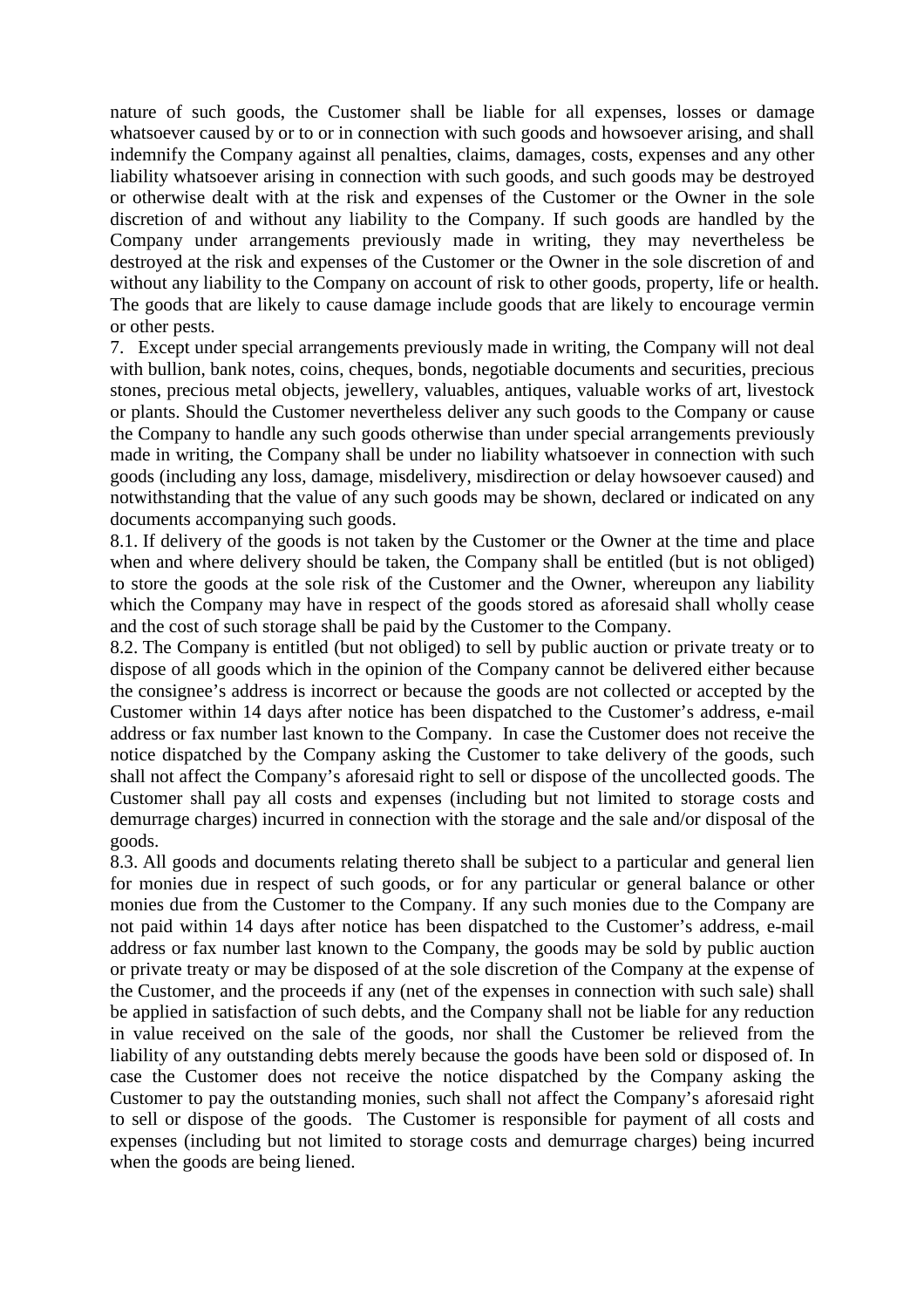nature of such goods, the Customer shall be liable for all expenses, losses or damage whatsoever caused by or to or in connection with such goods and howsoever arising, and shall indemnify the Company against all penalties, claims, damages, costs, expenses and any other liability whatsoever arising in connection with such goods, and such goods may be destroyed or otherwise dealt with at the risk and expenses of the Customer or the Owner in the sole discretion of and without any liability to the Company. If such goods are handled by the Company under arrangements previously made in writing, they may nevertheless be destroyed at the risk and expenses of the Customer or the Owner in the sole discretion of and without any liability to the Company on account of risk to other goods, property, life or health. The goods that are likely to cause damage include goods that are likely to encourage vermin or other pests.

7. Except under special arrangements previously made in writing, the Company will not deal with bullion, bank notes, coins, cheques, bonds, negotiable documents and securities, precious stones, precious metal objects, jewellery, valuables, antiques, valuable works of art, livestock or plants. Should the Customer nevertheless deliver any such goods to the Company or cause the Company to handle any such goods otherwise than under special arrangements previously made in writing, the Company shall be under no liability whatsoever in connection with such goods (including any loss, damage, misdelivery, misdirection or delay howsoever caused) and notwithstanding that the value of any such goods may be shown, declared or indicated on any documents accompanying such goods.

8.1. If delivery of the goods is not taken by the Customer or the Owner at the time and place when and where delivery should be taken, the Company shall be entitled (but is not obliged) to store the goods at the sole risk of the Customer and the Owner, whereupon any liability which the Company may have in respect of the goods stored as aforesaid shall wholly cease and the cost of such storage shall be paid by the Customer to the Company.

8.2. The Company is entitled (but not obliged) to sell by public auction or private treaty or to dispose of all goods which in the opinion of the Company cannot be delivered either because the consignee's address is incorrect or because the goods are not collected or accepted by the Customer within 14 days after notice has been dispatched to the Customer's address, e-mail address or fax number last known to the Company. In case the Customer does not receive the notice dispatched by the Company asking the Customer to take delivery of the goods, such shall not affect the Company's aforesaid right to sell or dispose of the uncollected goods. The Customer shall pay all costs and expenses (including but not limited to storage costs and demurrage charges) incurred in connection with the storage and the sale and/or disposal of the goods.

8.3. All goods and documents relating thereto shall be subject to a particular and general lien for monies due in respect of such goods, or for any particular or general balance or other monies due from the Customer to the Company. If any such monies due to the Company are not paid within 14 days after notice has been dispatched to the Customer's address, e-mail address or fax number last known to the Company, the goods may be sold by public auction or private treaty or may be disposed of at the sole discretion of the Company at the expense of the Customer, and the proceeds if any (net of the expenses in connection with such sale) shall be applied in satisfaction of such debts, and the Company shall not be liable for any reduction in value received on the sale of the goods, nor shall the Customer be relieved from the liability of any outstanding debts merely because the goods have been sold or disposed of. In case the Customer does not receive the notice dispatched by the Company asking the Customer to pay the outstanding monies, such shall not affect the Company's aforesaid right to sell or dispose of the goods. The Customer is responsible for payment of all costs and expenses (including but not limited to storage costs and demurrage charges) being incurred when the goods are being liened.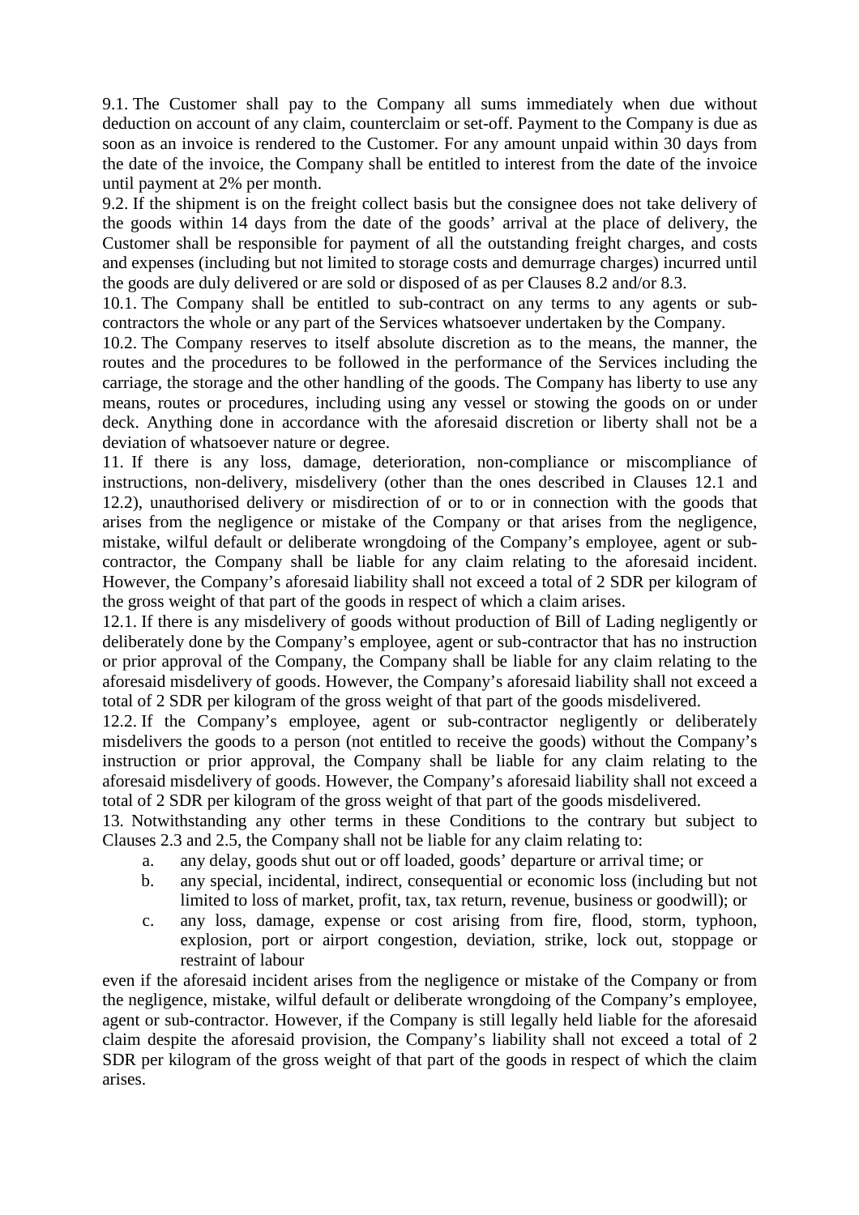9.1. The Customer shall pay to the Company all sums immediately when due without deduction on account of any claim, counterclaim or set-off. Payment to the Company is due as soon as an invoice is rendered to the Customer. For any amount unpaid within 30 days from the date of the invoice, the Company shall be entitled to interest from the date of the invoice until payment at 2% per month.

9.2. If the shipment is on the freight collect basis but the consignee does not take delivery of the goods within 14 days from the date of the goods' arrival at the place of delivery, the Customer shall be responsible for payment of all the outstanding freight charges, and costs and expenses (including but not limited to storage costs and demurrage charges) incurred until the goods are duly delivered or are sold or disposed of as per Clauses 8.2 and/or 8.3.

10.1. The Company shall be entitled to sub-contract on any terms to any agents or sub-contractors the whole or any part of the Services whatsoever undertaken by the Company.

10.2. The Company reserves to itself absolute discretion as to the means, the manner, the routes and the procedures to be followed in the performance of the Services including the carriage, the storage and the other handling of the goods. The Company has liberty to use any means, routes or procedures, including using any vessel or stowing the goods on or under deck. Anything done in accordance with the aforesaid discretion or liberty shall not be a deviation of whatsoever nature or degree.

11. If there is any loss, damage, deterioration, non-compliance or miscompliance of instructions, non-delivery, misdelivery (other than the ones described in Clauses 12.1 and 12.2), unauthorised delivery or misdirection of or to or in connection with the goods that arises from the negligence or mistake of the Company or that arises from the negligence, mistake, wilful default or deliberate wrongdoing of the Company's employee, agent or sub-contractor, the Company shall be liable for any claim relating to the aforesaid incident. However, the Company's aforesaid liability shall not exceed a total of 2 SDR per kilogram of the gross weight of that part of the goods in respect of which a claim arises.

12.1. If there is any misdelivery of goods without production of Bill of Lading negligently or deliberately done by the Company's employee, agent or sub-contractor that has no instruction or prior approval of the Company, the Company shall be liable for any claim relating to the aforesaid misdelivery of goods. However, the Company's aforesaid liability shall not exceed a total of 2 SDR per kilogram of the gross weight of that part of the goods misdelivered.

12.2. If the Company's employee, agent or sub-contractor negligently or deliberately misdelivers the goods to a person (not entitled to receive the goods) without the Company's instruction or prior approval, the Company shall be liable for any claim relating to the aforesaid misdelivery of goods. However, the Company's aforesaid liability shall not exceed a total of 2 SDR per kilogram of the gross weight of that part of the goods misdelivered.

13. Notwithstanding any other terms in these Conditions to the contrary but subject to Clauses 2.3 and 2.5, the Company shall not be liable for any claim relating to:

a. any delay, goods shut out or off loaded, goods' departure or arrival time; or
b. any special, incidental, indirect, consequential or economic loss (including but not limited to loss of market, profit, tax, tax return, revenue, business or goodwill); or
c. any loss, damage, expense or cost arising from fire, flood, storm, typhoon, explosion, port or airport congestion, deviation, strike, lock out, stoppage or restraint of labour

even if the aforesaid incident arises from the negligence or mistake of the Company or from the negligence, mistake, wilful default or deliberate wrongdoing of the Company's employee, agent or sub-contractor. However, if the Company is still legally held liable for the aforesaid claim despite the aforesaid provision, the Company's liability shall not exceed a total of 2 SDR per kilogram of the gross weight of that part of the goods in respect of which the claim arises.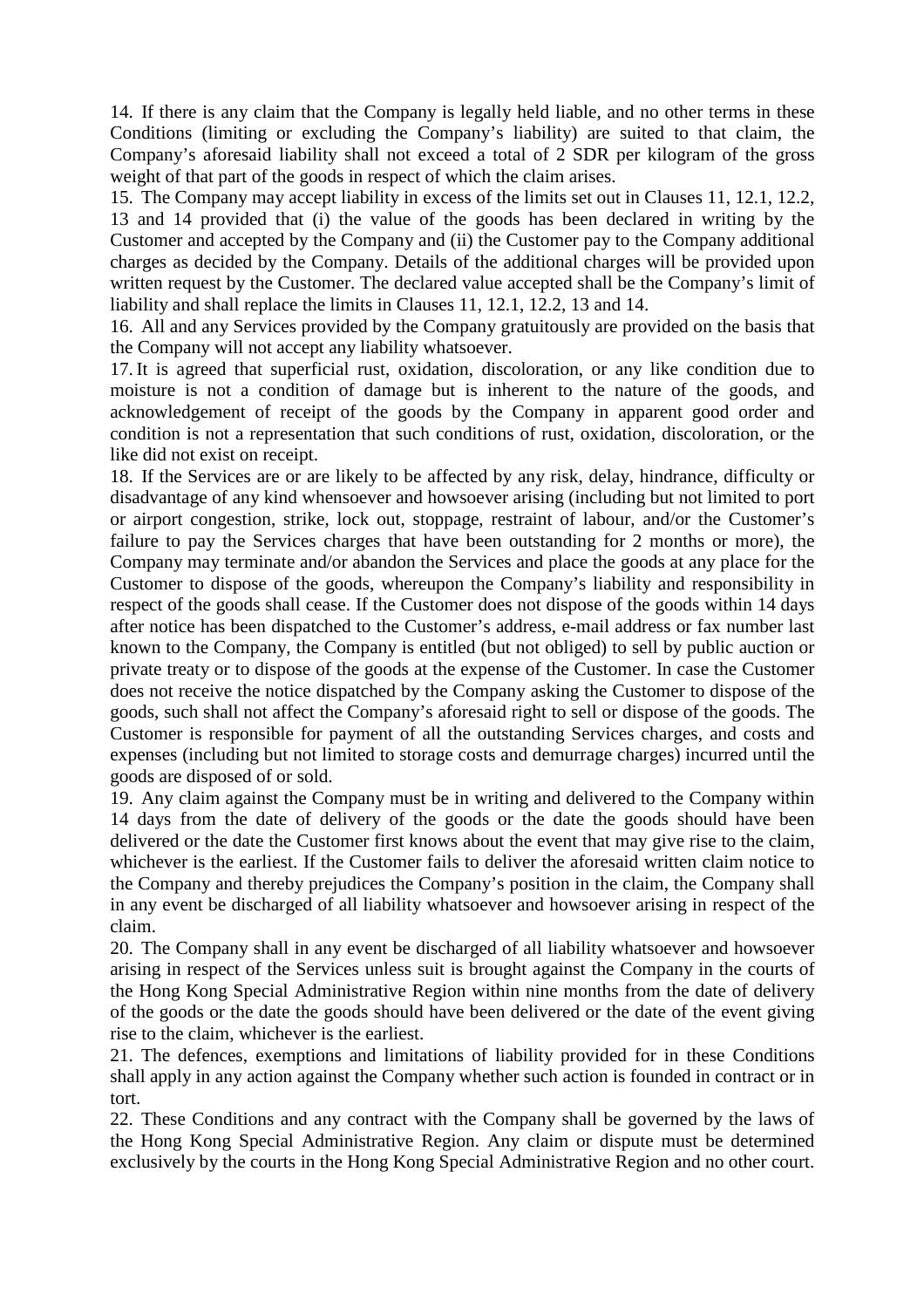14. If there is any claim that the Company is legally held liable, and no other terms in these Conditions (limiting or excluding the Company's liability) are suited to that claim, the Company's aforesaid liability shall not exceed a total of 2 SDR per kilogram of the gross weight of that part of the goods in respect of which the claim arises.

15. The Company may accept liability in excess of the limits set out in Clauses 11, 12.1, 12.2, 13 and 14 provided that (i) the value of the goods has been declared in writing by the Customer and accepted by the Company and (ii) the Customer pay to the Company additional charges as decided by the Company. Details of the additional charges will be provided upon written request by the Customer. The declared value accepted shall be the Company's limit of liability and shall replace the limits in Clauses 11, 12.1, 12.2, 13 and 14.

16. All and any Services provided by the Company gratuitously are provided on the basis that the Company will not accept any liability whatsoever.

17. It is agreed that superficial rust, oxidation, discoloration, or any like condition due to moisture is not a condition of damage but is inherent to the nature of the goods, and acknowledgement of receipt of the goods by the Company in apparent good order and condition is not a representation that such conditions of rust, oxidation, discoloration, or the like did not exist on receipt.

18. If the Services are or are likely to be affected by any risk, delay, hindrance, difficulty or disadvantage of any kind whensoever and howsoever arising (including but not limited to port or airport congestion, strike, lock out, stoppage, restraint of labour, and/or the Customer's failure to pay the Services charges that have been outstanding for 2 months or more), the Company may terminate and/or abandon the Services and place the goods at any place for the Customer to dispose of the goods, whereupon the Company's liability and responsibility in respect of the goods shall cease. If the Customer does not dispose of the goods within 14 days after notice has been dispatched to the Customer's address, e-mail address or fax number last known to the Company, the Company is entitled (but not obliged) to sell by public auction or private treaty or to dispose of the goods at the expense of the Customer. In case the Customer does not receive the notice dispatched by the Company asking the Customer to dispose of the goods, such shall not affect the Company's aforesaid right to sell or dispose of the goods. The Customer is responsible for payment of all the outstanding Services charges, and costs and expenses (including but not limited to storage costs and demurrage charges) incurred until the goods are disposed of or sold.

19. Any claim against the Company must be in writing and delivered to the Company within 14 days from the date of delivery of the goods or the date the goods should have been delivered or the date the Customer first knows about the event that may give rise to the claim, whichever is the earliest. If the Customer fails to deliver the aforesaid written claim notice to the Company and thereby prejudices the Company's position in the claim, the Company shall in any event be discharged of all liability whatsoever and howsoever arising in respect of the claim.

20. The Company shall in any event be discharged of all liability whatsoever and howsoever arising in respect of the Services unless suit is brought against the Company in the courts of the Hong Kong Special Administrative Region within nine months from the date of delivery of the goods or the date the goods should have been delivered or the date of the event giving rise to the claim, whichever is the earliest.

21. The defences, exemptions and limitations of liability provided for in these Conditions shall apply in any action against the Company whether such action is founded in contract or in tort.

22. These Conditions and any contract with the Company shall be governed by the laws of the Hong Kong Special Administrative Region. Any claim or dispute must be determined exclusively by the courts in the Hong Kong Special Administrative Region and no other court.